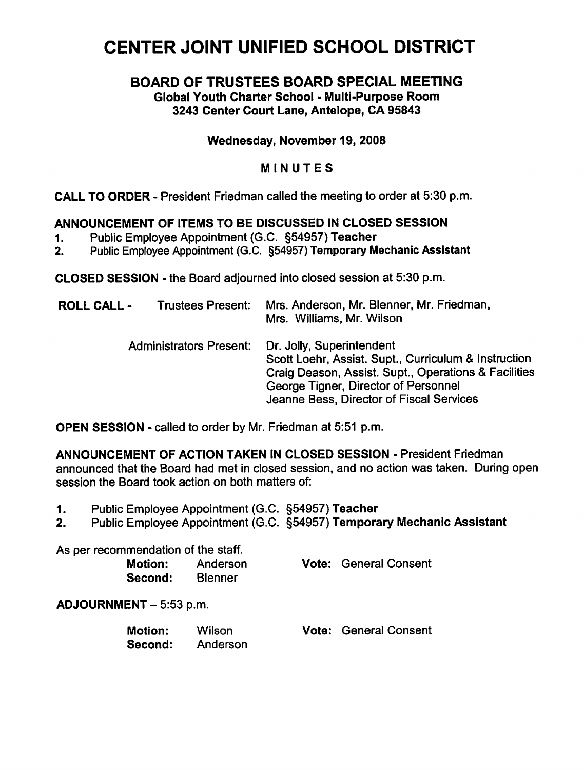# CENTER JOINT UNIFIED SCHOOL DISTRICT

## BOARD OF TRUSTEES BOARD SPECIAL MEETING

**Global Youth Charter School - Multi-Purpose Room**
**3243 Center Court Lane, Antelope, CA 95843**

**Wednesday, November 19, 2008**

**MINUTES**

**CALL TO ORDER** - President Friedman called the meeting to order at 5:30 p.m.

**ANNOUNCEMENT OF ITEMS TO BE DISCUSSED IN CLOSED SESSION**

1. Public Employee Appointment (G.C. §54957) **Teacher**
2. Public Employee Appointment (G.C. §54957) **Temporary Mechanic Assistant**

**CLOSED SESSION** - the Board adjourned into closed session at 5:30 p.m.

**ROLL CALL** - Trustees Present: Mrs. Anderson, Mr. Blenner, Mr. Friedman, Mrs. Williams, Mr. Wilson

Administrators Present:
- Dr. Jolly, Superintendent
- Scott Loehr, Assist. Supt., Curriculum & Instruction
- Craig Deason, Assist. Supt., Operations & Facilities
- George Tigner, Director of Personnel
- Jeanne Bess, Director of Fiscal Services

**OPEN SESSION** - called to order by Mr. Friedman at 5:51 p.m.

**ANNOUNCEMENT OF ACTION TAKEN IN CLOSED SESSION** - President Friedman announced that the Board had met in closed session, and no action was taken. During open session the Board took action on both matters of:

1. Public Employee Appointment (G.C. §54957) **Teacher**
2. Public Employee Appointment (G.C. §54957) **Temporary Mechanic Assistant**

As per recommendation of the staff.

**Motion:** Anderson **Vote:** General Consent
**Second:** Blenner

**ADJOURNMENT** – 5:53 p.m.

**Motion:** Wilson **Vote:** General Consent
**Second:** Anderson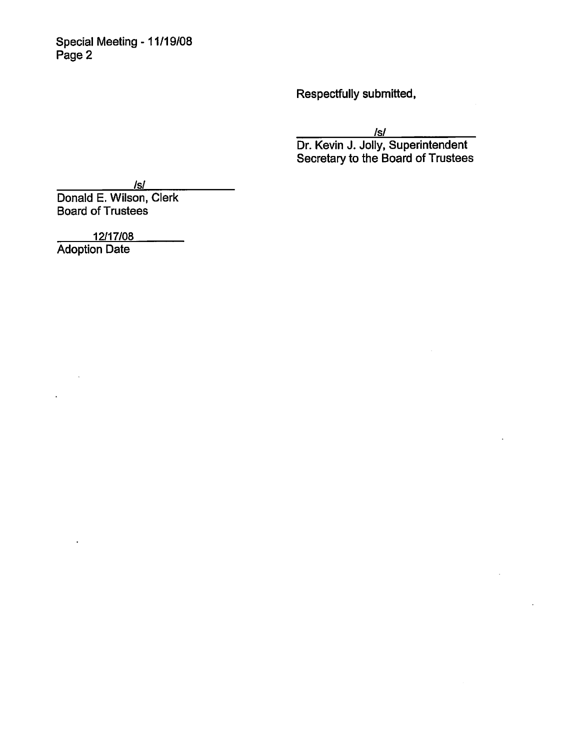Respectfully submitted,

/s/

Dr. Kevin J. Jolly, Superintendent
Secretary to the Board of Trustees

/s/

Donald E. Wilson, Clerk
Board of Trustees

12/17/08

Adoption Date